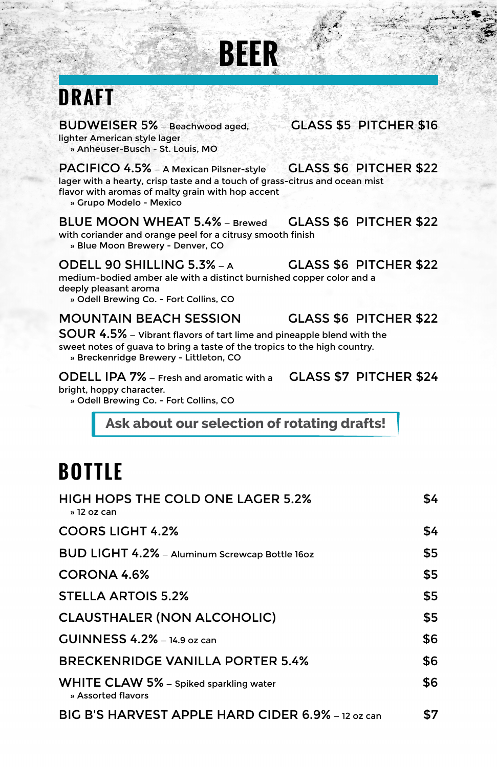# BEER

## DRAFT

**BUDWEISER 5%** – Beachwood aged, lighter American style lager — **GLASS $5 PITCHER $16**
» Anheuser-Busch - St. Louis, MO

**PACIFICO 4.5%** – A Mexican Pilsner-style lager with a hearty, crisp taste and a touch of grass-citrus and ocean mist flavor with aromas of malty grain with hop accent — **GLASS $6 PITCHER $22**
» Grupo Modelo - Mexico

**BLUE MOON WHEAT 5.4%** – Brewed with coriander and orange peel for a citrusy smooth finish — **GLASS $6 PITCHER $22**
» Blue Moon Brewery - Denver, CO

**ODELL 90 SHILLING 5.3%** – A medium-bodied amber ale with a distinct burnished copper color and a deeply pleasant aroma — **GLASS $6 PITCHER $22**
» Odell Brewing Co. - Fort Collins, CO

**MOUNTAIN BEACH SESSION SOUR 4.5%** – Vibrant flavors of tart lime and pineapple blend with the sweet notes of guava to bring a taste of the tropics to the high country. — **GLASS $6 PITCHER $22**
» Breckenridge Brewery - Littleton, CO

**ODELL IPA 7%** – Fresh and aromatic with a bright, hoppy character. — **GLASS $7 PITCHER $24**
» Odell Brewing Co. - Fort Collins, CO

**Ask about our selection of rotating drafts!**

## BOTTLE

| Beer | Price |
|---|---|
| **HIGH HOPS THE COLD ONE LAGER 5.2%** » 12 oz can | $4 |
| **COORS LIGHT 4.2%** | $4 |
| **BUD LIGHT 4.2%** – Aluminum Screwcap Bottle 16oz | $5 |
| **CORONA 4.6%** | $5 |
| **STELLA ARTOIS 5.2%** | $5 |
| **CLAUSTHALER (NON ALCOHOLIC)** | $5 |
| **GUINNESS 4.2%** – 14.9 oz can | $6 |
| **BRECKENRIDGE VANILLA PORTER 5.4%** | $6 |
| **WHITE CLAW 5%** – Spiked sparkling water » Assorted flavors | $6 |
| **BIG B'S HARVEST APPLE HARD CIDER 6.9%** – 12 oz can | $7 |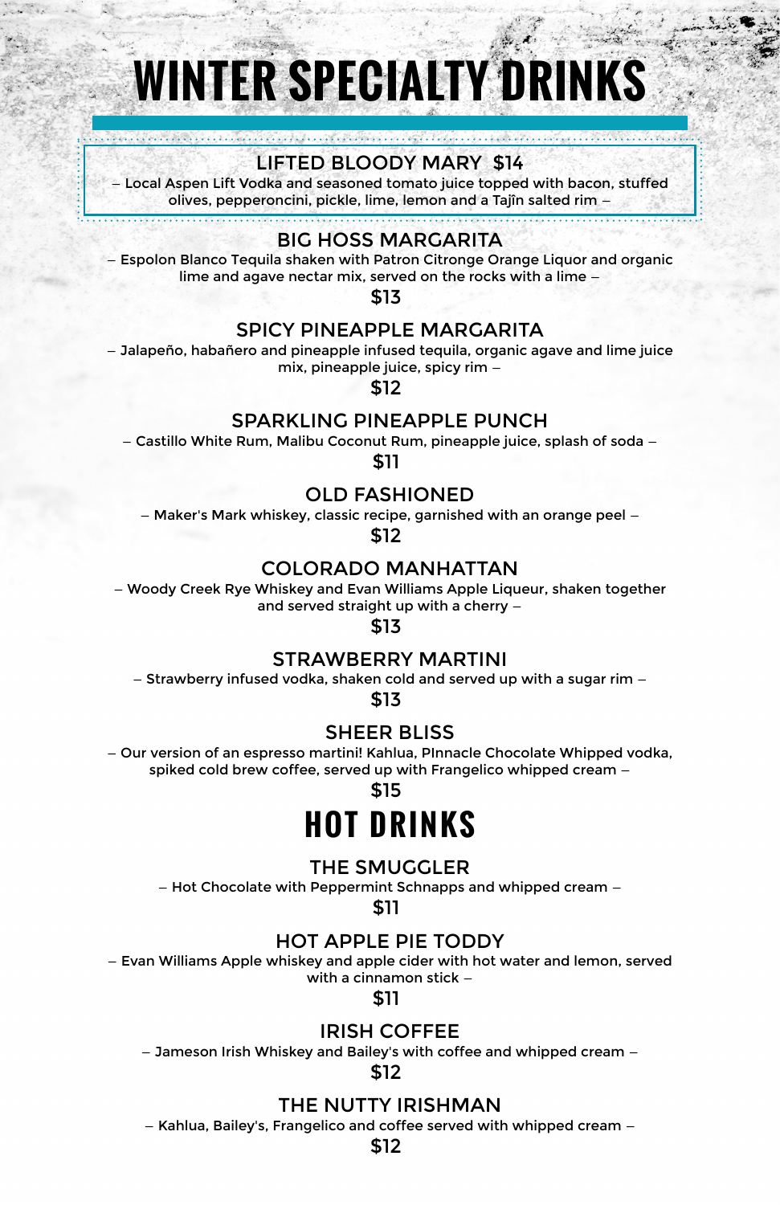# WINTER SPECIALTY DRINKS

### LIFTED BLOODY MARY $14

– Local Aspen Lift Vodka and seasoned tomato juice topped with bacon, stuffed olives, pepperoncini, pickle, lime, lemon and a Tajîn salted rim –

### BIG HOSS MARGARITA

– Espolon Blanco Tequila shaken with Patron Citronge Orange Liquor and organic lime and agave nectar mix, served on the rocks with a lime –

$13

### SPICY PINEAPPLE MARGARITA

– Jalapeño, habañero and pineapple infused tequila, organic agave and lime juice mix, pineapple juice, spicy rim –

$12

### SPARKLING PINEAPPLE PUNCH

– Castillo White Rum, Malibu Coconut Rum, pineapple juice, splash of soda –

$11

### OLD FASHIONED

– Maker's Mark whiskey, classic recipe, garnished with an orange peel –

$12

### COLORADO MANHATTAN

– Woody Creek Rye Whiskey and Evan Williams Apple Liqueur, shaken together and served straight up with a cherry –

$13

### STRAWBERRY MARTINI

– Strawberry infused vodka, shaken cold and served up with a sugar rim –

$13

### SHEER BLISS

– Our version of an espresso martini! Kahlua, PInnacle Chocolate Whipped vodka, spiked cold brew coffee, served up with Frangelico whipped cream –

$15

# HOT DRINKS

### THE SMUGGLER

– Hot Chocolate with Peppermint Schnapps and whipped cream –

$11

### HOT APPLE PIE TODDY

– Evan Williams Apple whiskey and apple cider with hot water and lemon, served with a cinnamon stick –

$11

### IRISH COFFEE

– Jameson Irish Whiskey and Bailey's with coffee and whipped cream –

$12

### THE NUTTY IRISHMAN

– Kahlua, Bailey's, Frangelico and coffee served with whipped cream –

$12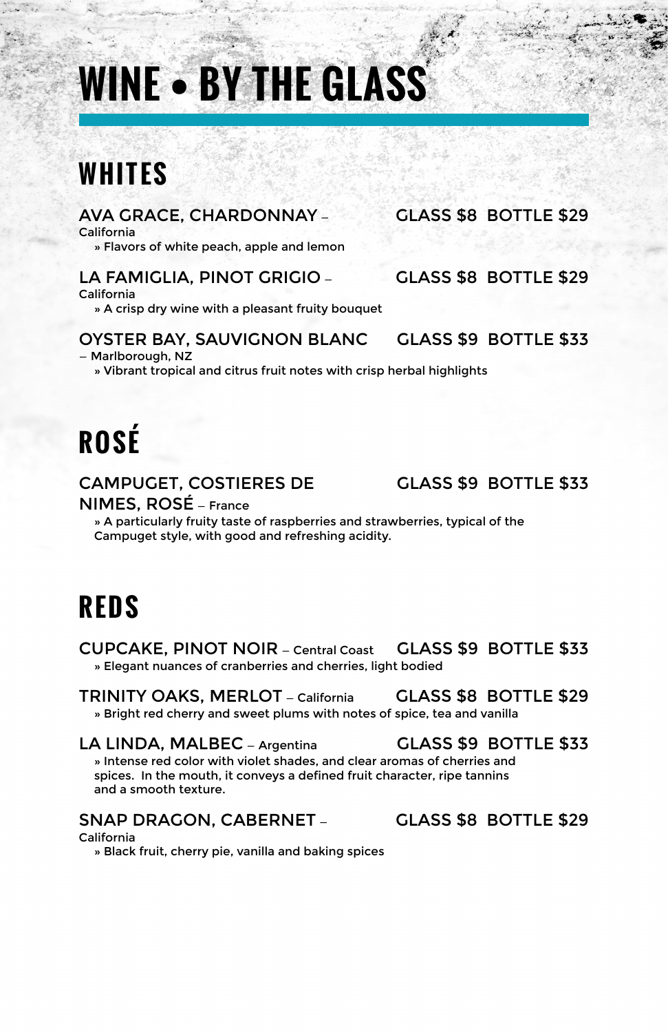# WINE • BY THE GLASS

## WHITES

**AVA GRACE, CHARDONNAY** – California — GLASS $8 BOTTLE $29

» Flavors of white peach, apple and lemon

**LA FAMIGLIA, PINOT GRIGIO** – California — GLASS $8 BOTTLE $29

» A crisp dry wine with a pleasant fruity bouquet

**OYSTER BAY, SAUVIGNON BLANC** – Marlborough, NZ — GLASS $9 BOTTLE $33

» Vibrant tropical and citrus fruit notes with crisp herbal highlights

## ROSÉ

**CAMPUGET, COSTIERES DE NIMES, ROSÉ** – France — GLASS $9 BOTTLE $33

» A particularly fruity taste of raspberries and strawberries, typical of the Campuget style, with good and refreshing acidity.

## REDS

**CUPCAKE, PINOT NOIR** – Central Coast — GLASS $9 BOTTLE $33

» Elegant nuances of cranberries and cherries, light bodied

**TRINITY OAKS, MERLOT** – California — GLASS $8 BOTTLE $29

» Bright red cherry and sweet plums with notes of spice, tea and vanilla

**LA LINDA, MALBEC** – Argentina — GLASS $9 BOTTLE $33

» Intense red color with violet shades, and clear aromas of cherries and spices. In the mouth, it conveys a defined fruit character, ripe tannins and a smooth texture.

**SNAP DRAGON, CABERNET** – California — GLASS $8 BOTTLE $29

» Black fruit, cherry pie, vanilla and baking spices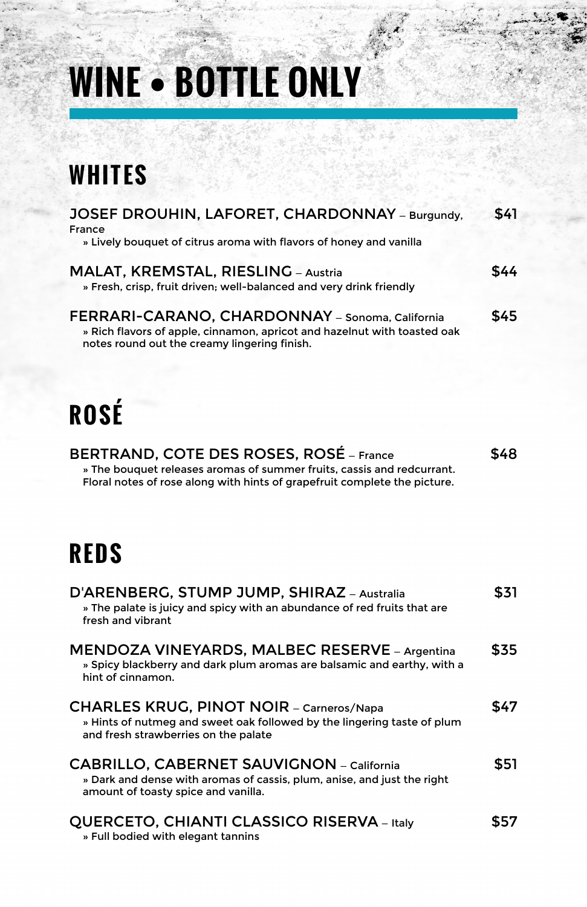# WINE • BOTTLE ONLY

## WHITES

**JOSEF DROUHIN, LAFORET, CHARDONNAY** – Burgundy, France — **$41**
» Lively bouquet of citrus aroma with flavors of honey and vanilla

**MALAT, KREMSTAL, RIESLING** – Austria — **$44**
» Fresh, crisp, fruit driven; well-balanced and very drink friendly

**FERRARI-CARANO, CHARDONNAY** – Sonoma, California — **$45**
» Rich flavors of apple, cinnamon, apricot and hazelnut with toasted oak notes round out the creamy lingering finish.

## ROSÉ

**BERTRAND, COTE DES ROSES, ROSÉ** – France — **$48**
» The bouquet releases aromas of summer fruits, cassis and redcurrant. Floral notes of rose along with hints of grapefruit complete the picture.

## REDS

**D'ARENBERG, STUMP JUMP, SHIRAZ** – Australia — **$31**
» The palate is juicy and spicy with an abundance of red fruits that are fresh and vibrant

**MENDOZA VINEYARDS, MALBEC RESERVE** – Argentina — **$35**
» Spicy blackberry and dark plum aromas are balsamic and earthy, with a hint of cinnamon.

**CHARLES KRUG, PINOT NOIR** – Carneros/Napa — **$47**
» Hints of nutmeg and sweet oak followed by the lingering taste of plum and fresh strawberries on the palate

**CABRILLO, CABERNET SAUVIGNON** – California — **$51**
» Dark and dense with aromas of cassis, plum, anise, and just the right amount of toasty spice and vanilla.

**QUERCETO, CHIANTI CLASSICO RISERVA** – Italy — **$57**
» Full bodied with elegant tannins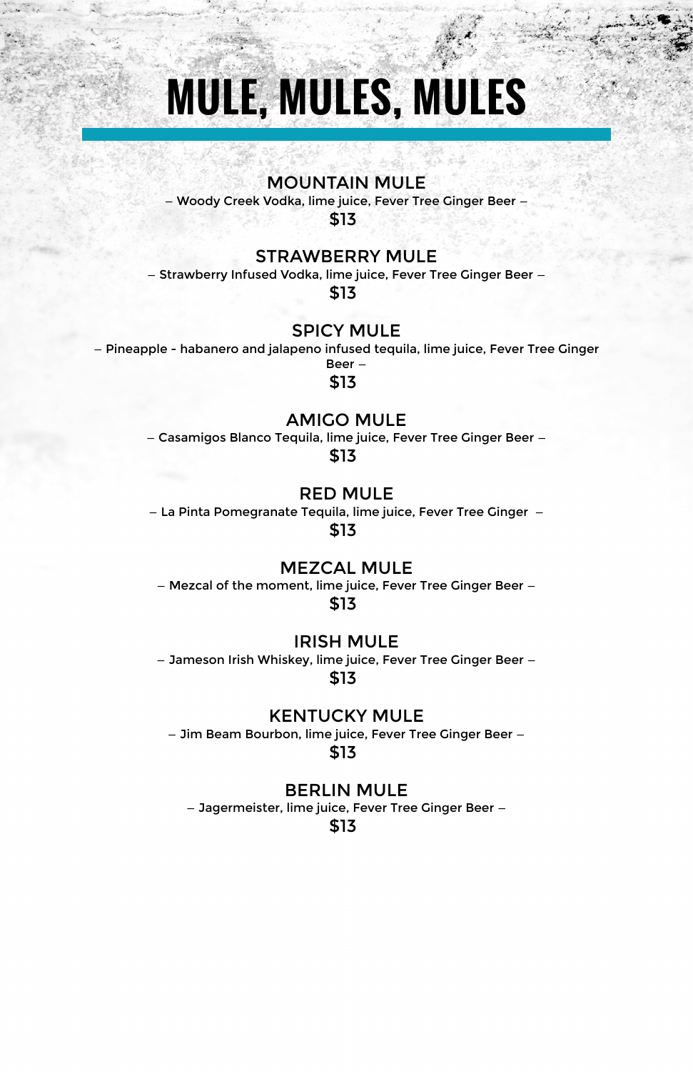# MULE, MULES, MULES

## MOUNTAIN MULE

– Woody Creek Vodka, lime juice, Fever Tree Ginger Beer –

$13

## STRAWBERRY MULE

– Strawberry Infused Vodka, lime juice, Fever Tree Ginger Beer –

$13

## SPICY MULE

– Pineapple - habanero and jalapeno infused tequila, lime juice, Fever Tree Ginger Beer –

$13

## AMIGO MULE

– Casamigos Blanco Tequila, lime juice, Fever Tree Ginger Beer –

$13

## RED MULE

– La Pinta Pomegranate Tequila, lime juice, Fever Tree Ginger –

$13

## MEZCAL MULE

– Mezcal of the moment, lime juice, Fever Tree Ginger Beer –

$13

## IRISH MULE

– Jameson Irish Whiskey, lime juice, Fever Tree Ginger Beer –

$13

## KENTUCKY MULE

– Jim Beam Bourbon, lime juice, Fever Tree Ginger Beer –

$13

## BERLIN MULE

– Jagermeister, lime juice, Fever Tree Ginger Beer –

$13